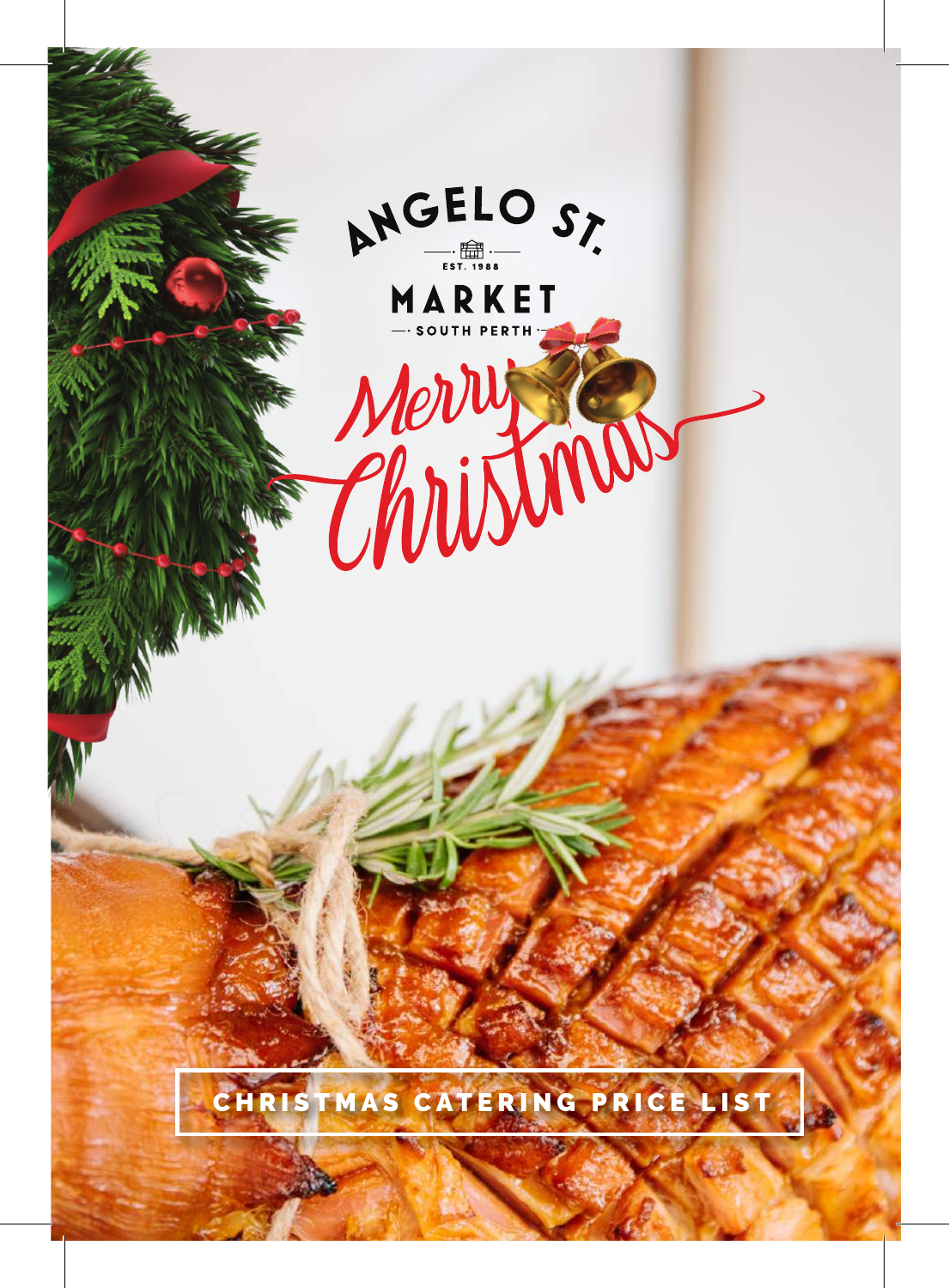# ANGELO ST.

EST. 1988

## MARKET

SOUTH PERTH

*Merry Christmas*

CHRISTMAS CATERING PRICE LIST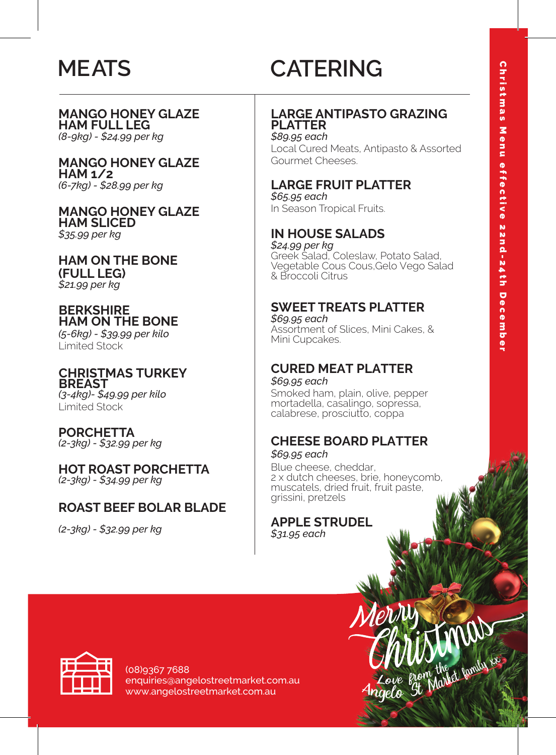# MEATS

### MANGO HONEY GLAZE HAM FULL LEG
*(8-9kg) - $24.99 per kg*

### MANGO HONEY GLAZE HAM 1/2
*(6-7kg) - $28.99 per kg*

### MANGO HONEY GLAZE HAM SLICED
*$35.99 per kg*

### HAM ON THE BONE (FULL LEG)
*$21.99 per kg*

### BERKSHIRE HAM ON THE BONE
*(5-6kg) - $39.99 per kilo*
Limited Stock

### CHRISTMAS TURKEY BREAST
*(3-4kg)- $49.99 per kilo*
Limited Stock

### PORCHETTA
*(2-3kg) - $32.99 per kg*

### HOT ROAST PORCHETTA
*(2-3kg) - $34.99 per kg*

### ROAST BEEF BOLAR BLADE
*(2-3kg) - $32.99 per kg*

# CATERING

### LARGE ANTIPASTO GRAZING PLATTER
*$89.95 each*
Local Cured Meats, Antipasto & Assorted Gourmet Cheeses.

### LARGE FRUIT PLATTER
*$65.95 each*
In Season Tropical Fruits.

### IN HOUSE SALADS
*$24.99 per kg*
Greek Salad, Coleslaw, Potato Salad, Vegetable Cous Cous,Gelo Vego Salad & Broccoli Citrus

### SWEET TREATS PLATTER
*$69.95 each*
Assortment of Slices, Mini Cakes, & Mini Cupcakes.

### CURED MEAT PLATTER
*$69.95 each*
Smoked ham, plain, olive, pepper mortadella, casalingo, sopressa, calabrese, prosciutto, coppa

### CHEESE BOARD PLATTER
*$69.95 each*
Blue cheese, cheddar, 2 x dutch cheeses, brie, honeycomb, muscatels, dried fruit, fruit paste, grissini, pretzels

### APPLE STRUDEL
*$31.95 each*

Christmas Menu effective 22nd-24th December

(08)9367 7688
enquiries@angelostreetmarket.com.au
www.angelostreetmarket.com.au

Merry Christmas
Love from the Angelo St Market family xx